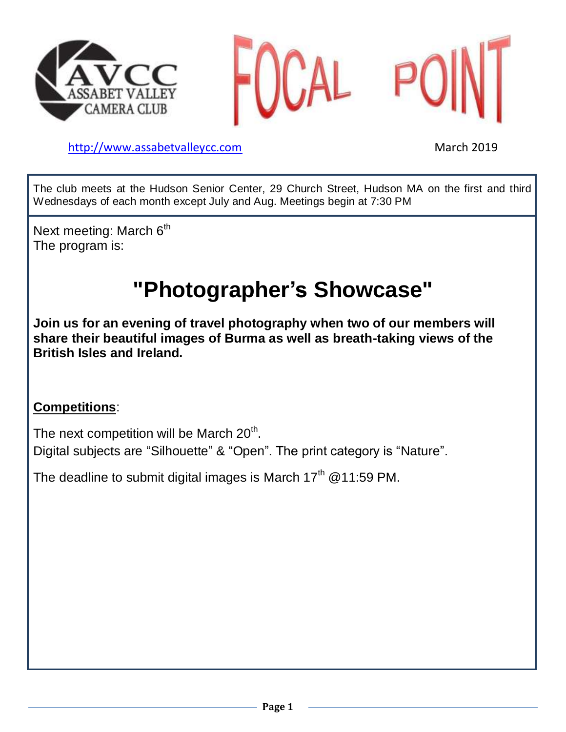AVCC
ASSABET VALLEY
CAMERA CLUB

# FOCAL POINT

http://www.assabetvalleycc.com

March 2019

The club meets at the Hudson Senior Center, 29 Church Street, Hudson MA on the first and third Wednesdays of each month except July and Aug. Meetings begin at 7:30 PM

Next meeting: March 6th
The program is:

## "Photographer's Showcase"

**Join us for an evening of travel photography when two of our members will share their beautiful images of Burma as well as breath-taking views of the British Isles and Ireland.**

**Competitions**:

The next competition will be March 20th.
Digital subjects are "Silhouette" & "Open". The print category is "Nature".

The deadline to submit digital images is March 17th @11:59 PM.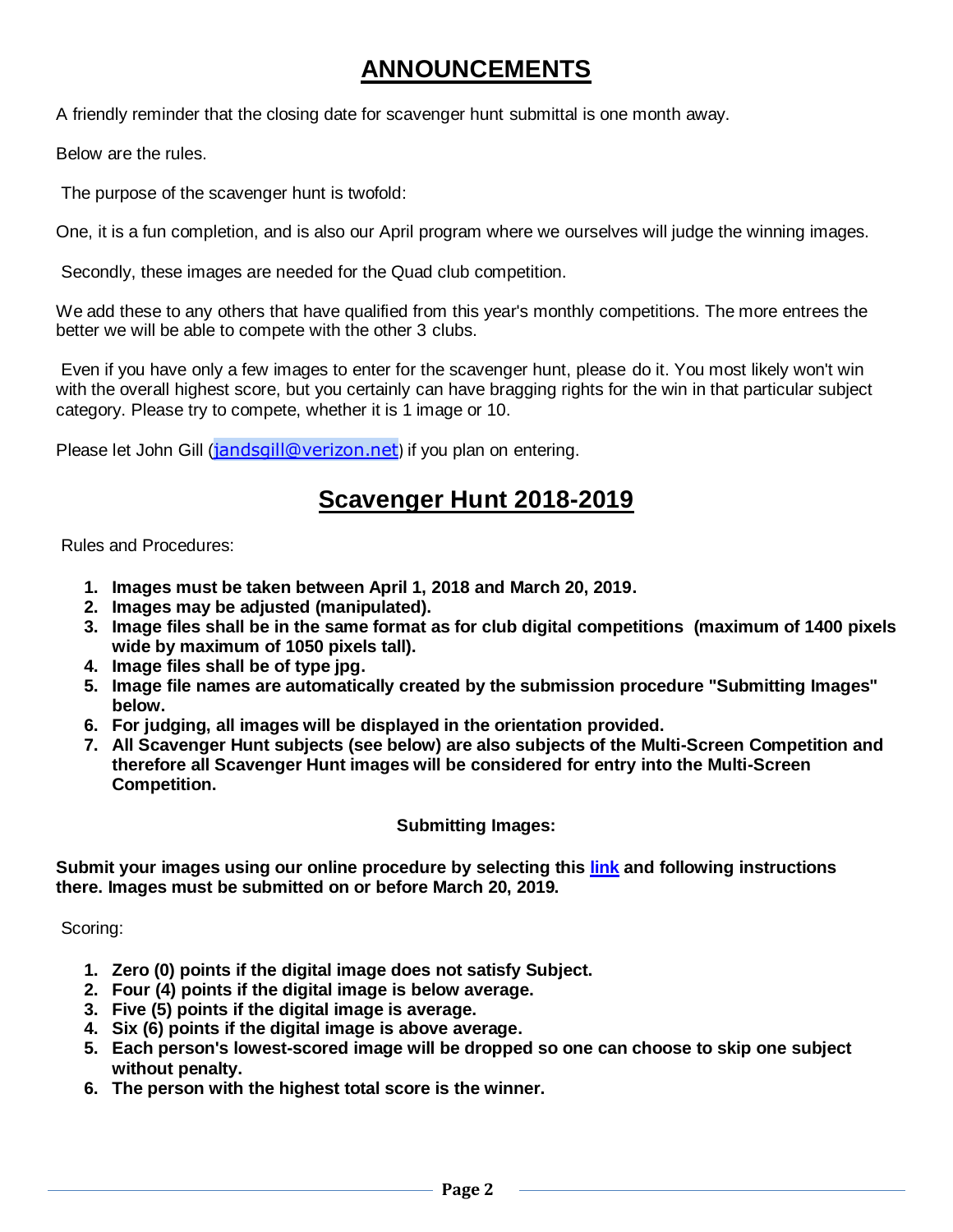# ANNOUNCEMENTS

A friendly reminder that the closing date for scavenger hunt submittal is one month away.

Below are the rules.

The purpose of the scavenger hunt is twofold:

One, it is a fun completion, and is also our April program where we ourselves will judge the winning images.

Secondly, these images are needed for the Quad club competition.

We add these to any others that have qualified from this year's monthly competitions. The more entrees the better we will be able to compete with the other 3 clubs.

Even if you have only a few images to enter for the scavenger hunt, please do it. You most likely won't win with the overall highest score, but you certainly can have bragging rights for the win in that particular subject category. Please try to compete, whether it is 1 image or 10.

Please let John Gill (jandsgill@verizon.net) if you plan on entering.

# Scavenger Hunt 2018-2019

Rules and Procedures:

1. **Images must be taken between April 1, 2018 and March 20, 2019.**
2. **Images may be adjusted (manipulated).**
3. **Image files shall be in the same format as for club digital competitions (maximum of 1400 pixels wide by maximum of 1050 pixels tall).**
4. **Image files shall be of type jpg.**
5. **Image file names are automatically created by the submission procedure "Submitting Images" below.**
6. **For judging, all images will be displayed in the orientation provided.**
7. **All Scavenger Hunt subjects (see below) are also subjects of the Multi-Screen Competition and therefore all Scavenger Hunt images will be considered for entry into the Multi-Screen Competition.**

**Submitting Images:**

**Submit your images using our online procedure by selecting this link and following instructions there. Images must be submitted on or before March 20, 2019.**

Scoring:

1. **Zero (0) points if the digital image does not satisfy Subject.**
2. **Four (4) points if the digital image is below average.**
3. **Five (5) points if the digital image is average.**
4. **Six (6) points if the digital image is above average.**
5. **Each person's lowest-scored image will be dropped so one can choose to skip one subject without penalty.**
6. **The person with the highest total score is the winner.**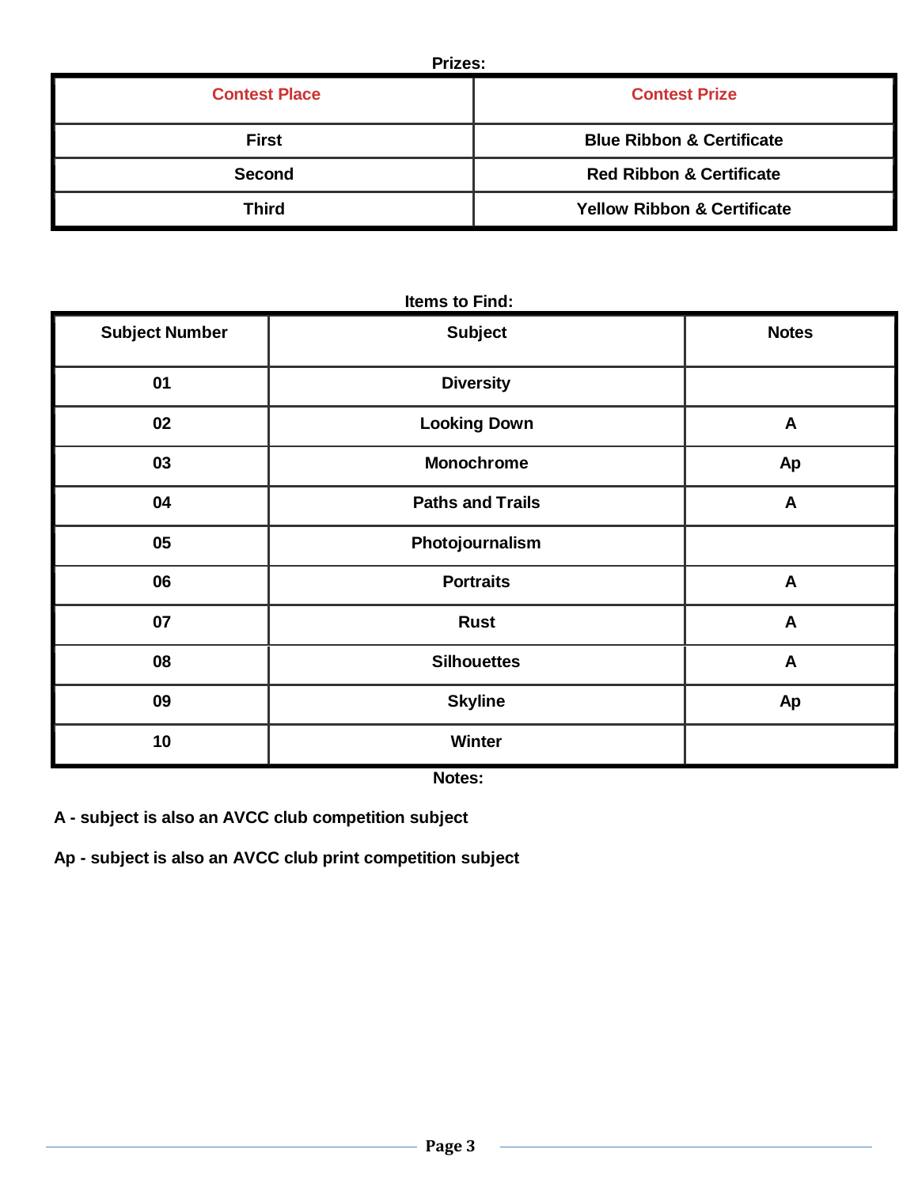**Prizes:**

| Contest Place | Contest Prize |
|---|---|
| First | Blue Ribbon & Certificate |
| Second | Red Ribbon & Certificate |
| Third | Yellow Ribbon & Certificate |

**Items to Find:**

| Subject Number | Subject | Notes |
|---|---|---|
| 01 | Diversity | |
| 02 | Looking Down | A |
| 03 | Monochrome | Ap |
| 04 | Paths and Trails | A |
| 05 | Photojournalism | |
| 06 | Portraits | A |
| 07 | Rust | A |
| 08 | Silhouettes | A |
| 09 | Skyline | Ap |
| 10 | Winter | |

**Notes:**

**A - subject is also an AVCC club competition subject**

**Ap - subject is also an AVCC club print competition subject**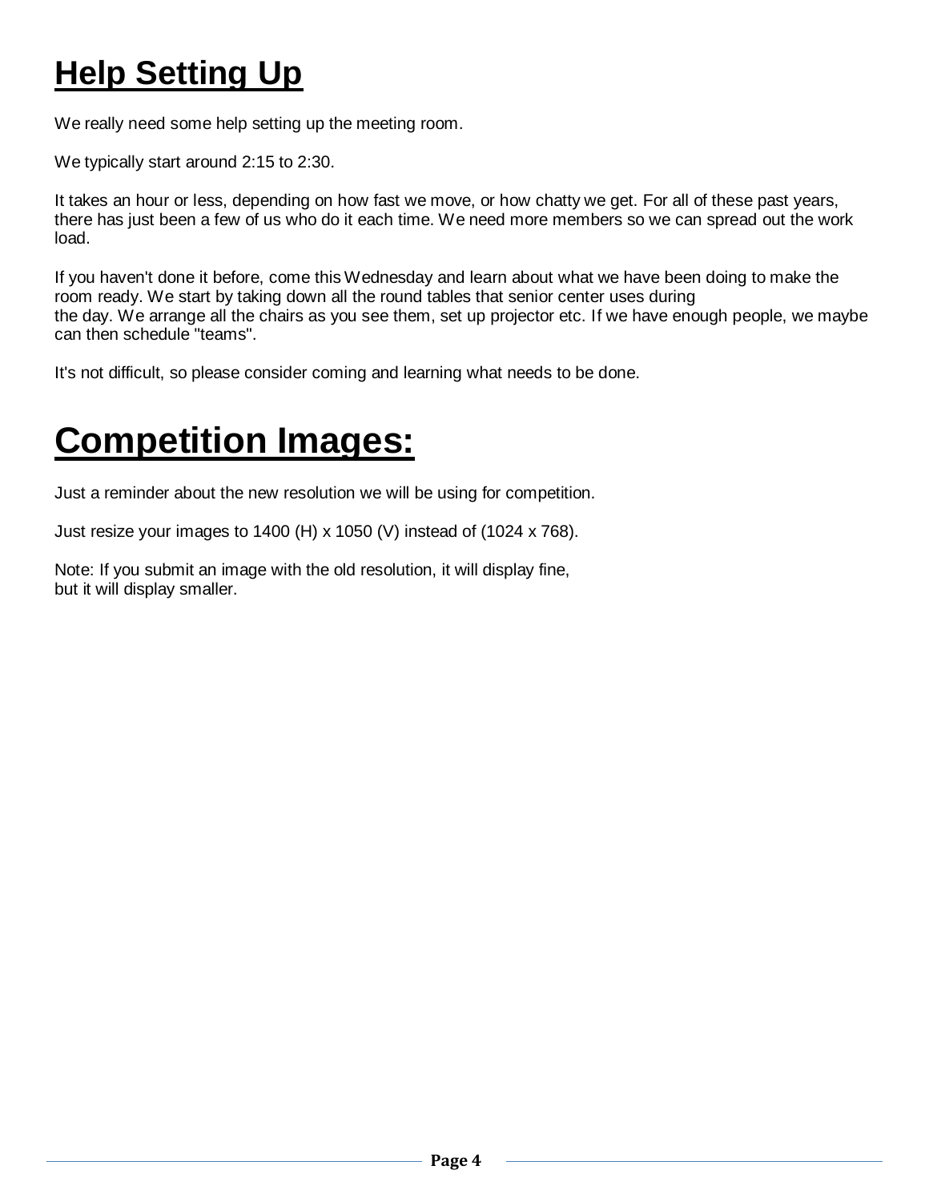# Help Setting Up

We really need some help setting up the meeting room.

We typically start around 2:15 to 2:30.

It takes an hour or less, depending on how fast we move, or how chatty we get. For all of these past years, there has just been a few of us who do it each time. We need more members so we can spread out the work load.

If you haven't done it before, come this Wednesday and learn about what we have been doing to make the room ready. We start by taking down all the round tables that senior center uses during the day. We arrange all the chairs as you see them, set up projector etc. If we have enough people, we maybe can then schedule "teams".

It's not difficult, so please consider coming and learning what needs to be done.

# Competition Images:

Just a reminder about the new resolution we will be using for competition.

Just resize your images to 1400 (H) x 1050 (V) instead of (1024 x 768).

Note: If you submit an image with the old resolution, it will display fine,
but it will display smaller.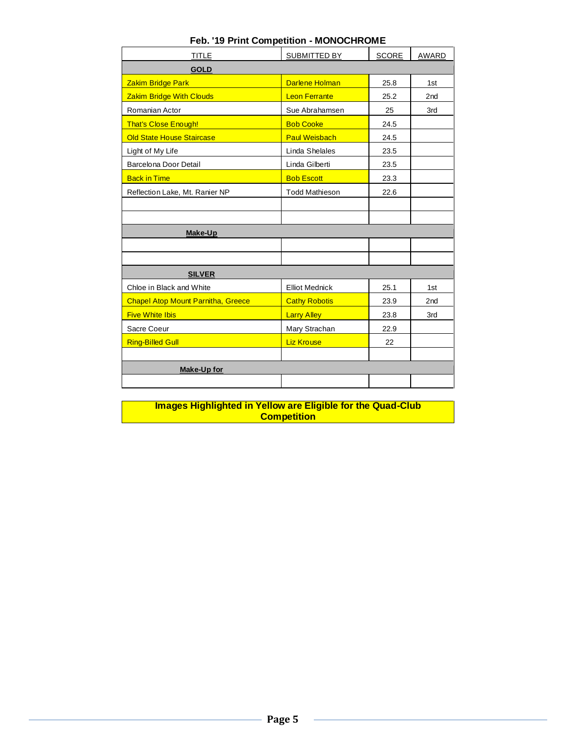## Feb. '19 Print Competition - MONOCHROME

| TITLE | SUBMITTED BY | SCORE | AWARD |
|---|---|---|---|
| **GOLD** | | | |
| Zakim Bridge Park | Darlene Holman | 25.8 | 1st |
| Zakim Bridge With Clouds | Leon Ferrante | 25.2 | 2nd |
| Romanian Actor | Sue Abrahamsen | 25 | 3rd |
| That's Close Enough! | Bob Cooke | 24.5 | |
| Old State House Staircase | Paul Weisbach | 24.5 | |
| Light of My Life | Linda Shelales | 23.5 | |
| Barcelona Door Detail | Linda Gilberti | 23.5 | |
| Back in Time | Bob Escott | 23.3 | |
| Reflection Lake, Mt. Ranier NP | Todd Mathieson | 22.6 | |
| | | | |
| | | | |
| **Make-Up** | | | |
| | | | |
| | | | |
| **SILVER** | | | |
| Chloe in Black and White | Elliot Mednick | 25.1 | 1st |
| Chapel Atop Mount Parnitha, Greece | Cathy Robotis | 23.9 | 2nd |
| Five White Ibis | Larry Alley | 23.8 | 3rd |
| Sacre Coeur | Mary Strachan | 22.9 | |
| Ring-Billed Gull | Liz Krouse | 22 | |
| | | | |
| **Make-Up for** | | | |
| | | | |

**Images Highlighted in Yellow are Eligible for the Quad-Club Competition**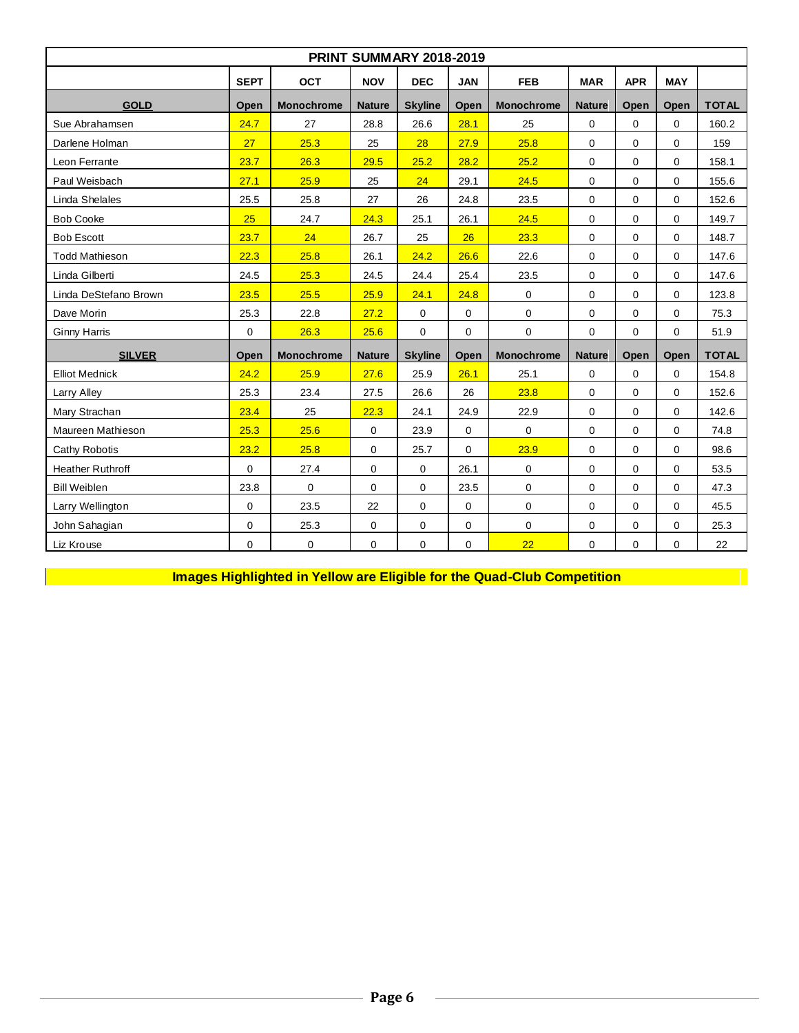| PRINT SUMMARY 2018-2019 | | | | | | | | | | |
|---|---|---|---|---|---|---|---|---|---|---|
| | SEPT | OCT | NOV | DEC | JAN | FEB | MAR | APR | MAY | |
| **GOLD** | Open | Monochrome | Nature | Skyline | Open | Monochrome | Nature | Open | Open | TOTAL |
| Sue Abrahamsen | 24.7 | 27 | 28.8 | 26.6 | 28.1 | 25 | 0 | 0 | 0 | 160.2 |
| Darlene Holman | 27 | 25.3 | 25 | 28 | 27.9 | 25.8 | 0 | 0 | 0 | 159 |
| Leon Ferrante | 23.7 | 26.3 | 29.5 | 25.2 | 28.2 | 25.2 | 0 | 0 | 0 | 158.1 |
| Paul Weisbach | 27.1 | 25.9 | 25 | 24 | 29.1 | 24.5 | 0 | 0 | 0 | 155.6 |
| Linda Shelales | 25.5 | 25.8 | 27 | 26 | 24.8 | 23.5 | 0 | 0 | 0 | 152.6 |
| Bob Cooke | 25 | 24.7 | 24.3 | 25.1 | 26.1 | 24.5 | 0 | 0 | 0 | 149.7 |
| Bob Escott | 23.7 | 24 | 26.7 | 25 | 26 | 23.3 | 0 | 0 | 0 | 148.7 |
| Todd Mathieson | 22.3 | 25.8 | 26.1 | 24.2 | 26.6 | 22.6 | 0 | 0 | 0 | 147.6 |
| Linda Gilberti | 24.5 | 25.3 | 24.5 | 24.4 | 25.4 | 23.5 | 0 | 0 | 0 | 147.6 |
| Linda DeStefano Brown | 23.5 | 25.5 | 25.9 | 24.1 | 24.8 | 0 | 0 | 0 | 0 | 123.8 |
| Dave Morin | 25.3 | 22.8 | 27.2 | 0 | 0 | 0 | 0 | 0 | 0 | 75.3 |
| Ginny Harris | 0 | 26.3 | 25.6 | 0 | 0 | 0 | 0 | 0 | 0 | 51.9 |
| **SILVER** | Open | Monochrome | Nature | Skyline | Open | Monochrome | Nature | Open | Open | TOTAL |
| Elliot Mednick | 24.2 | 25.9 | 27.6 | 25.9 | 26.1 | 25.1 | 0 | 0 | 0 | 154.8 |
| Larry Alley | 25.3 | 23.4 | 27.5 | 26.6 | 26 | 23.8 | 0 | 0 | 0 | 152.6 |
| Mary Strachan | 23.4 | 25 | 22.3 | 24.1 | 24.9 | 22.9 | 0 | 0 | 0 | 142.6 |
| Maureen Mathieson | 25.3 | 25.6 | 0 | 23.9 | 0 | 0 | 0 | 0 | 0 | 74.8 |
| Cathy Robotis | 23.2 | 25.8 | 0 | 25.7 | 0 | 23.9 | 0 | 0 | 0 | 98.6 |
| Heather Ruthroff | 0 | 27.4 | 0 | 0 | 26.1 | 0 | 0 | 0 | 0 | 53.5 |
| Bill Weiblen | 23.8 | 0 | 0 | 0 | 23.5 | 0 | 0 | 0 | 0 | 47.3 |
| Larry Wellington | 0 | 23.5 | 22 | 0 | 0 | 0 | 0 | 0 | 0 | 45.5 |
| John Sahagian | 0 | 25.3 | 0 | 0 | 0 | 0 | 0 | 0 | 0 | 25.3 |
| Liz Krouse | 0 | 0 | 0 | 0 | 0 | 22 | 0 | 0 | 0 | 22 |

**Images Highlighted in Yellow are Eligible for the Quad-Club Competition**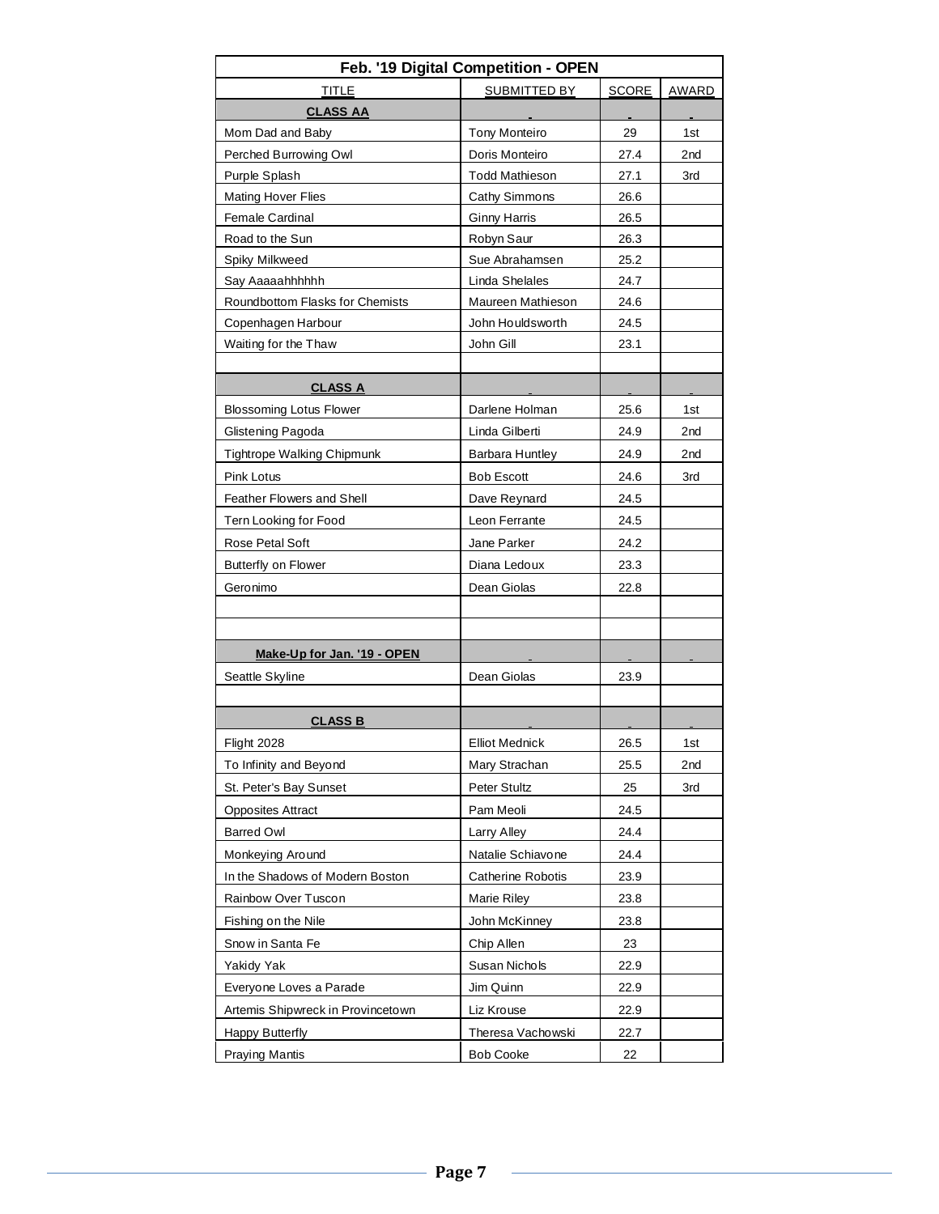| Feb. '19 Digital Competition - OPEN | | | |
|---|---|---|---|
| TITLE | SUBMITTED BY | SCORE | AWARD |
| **CLASS AA** | | | |
| Mom Dad and Baby | Tony Monteiro | 29 | 1st |
| Perched Burrowing Owl | Doris Monteiro | 27.4 | 2nd |
| Purple Splash | Todd Mathieson | 27.1 | 3rd |
| Mating Hover Flies | Cathy Simmons | 26.6 | |
| Female Cardinal | Ginny Harris | 26.5 | |
| Road to the Sun | Robyn Saur | 26.3 | |
| Spiky Milkweed | Sue Abrahamsen | 25.2 | |
| Say Aaaaahhhhhh | Linda Shelales | 24.7 | |
| Roundbottom Flasks for Chemists | Maureen Mathieson | 24.6 | |
| Copenhagen Harbour | John Houldsworth | 24.5 | |
| Waiting for the Thaw | John Gill | 23.1 | |
| | | | |
| **CLASS A** | | | |
| Blossoming Lotus Flower | Darlene Holman | 25.6 | 1st |
| Glistening Pagoda | Linda Gilberti | 24.9 | 2nd |
| Tightrope Walking Chipmunk | Barbara Huntley | 24.9 | 2nd |
| Pink Lotus | Bob Escott | 24.6 | 3rd |
| Feather Flowers and Shell | Dave Reynard | 24.5 | |
| Tern Looking for Food | Leon Ferrante | 24.5 | |
| Rose Petal Soft | Jane Parker | 24.2 | |
| Butterfly on Flower | Diana Ledoux | 23.3 | |
| Geronimo | Dean Giolas | 22.8 | |
| | | | |
| | | | |
| **Make-Up for Jan. '19 - OPEN** | | | |
| Seattle Skyline | Dean Giolas | 23.9 | |
| | | | |
| **CLASS B** | | | |
| Flight 2028 | Elliot Mednick | 26.5 | 1st |
| To Infinity and Beyond | Mary Strachan | 25.5 | 2nd |
| St. Peter's Bay Sunset | Peter Stultz | 25 | 3rd |
| Opposites Attract | Pam Meoli | 24.5 | |
| Barred Owl | Larry Alley | 24.4 | |
| Monkeying Around | Natalie Schiavone | 24.4 | |
| In the Shadows of Modern Boston | Catherine Robotis | 23.9 | |
| Rainbow Over Tuscon | Marie Riley | 23.8 | |
| Fishing on the Nile | John McKinney | 23.8 | |
| Snow in Santa Fe | Chip Allen | 23 | |
| Yakidy Yak | Susan Nichols | 22.9 | |
| Everyone Loves a Parade | Jim Quinn | 22.9 | |
| Artemis Shipwreck in Provincetown | Liz Krouse | 22.9 | |
| Happy Butterfly | Theresa Vachowski | 22.7 | |
| Praying Mantis | Bob Cooke | 22 | |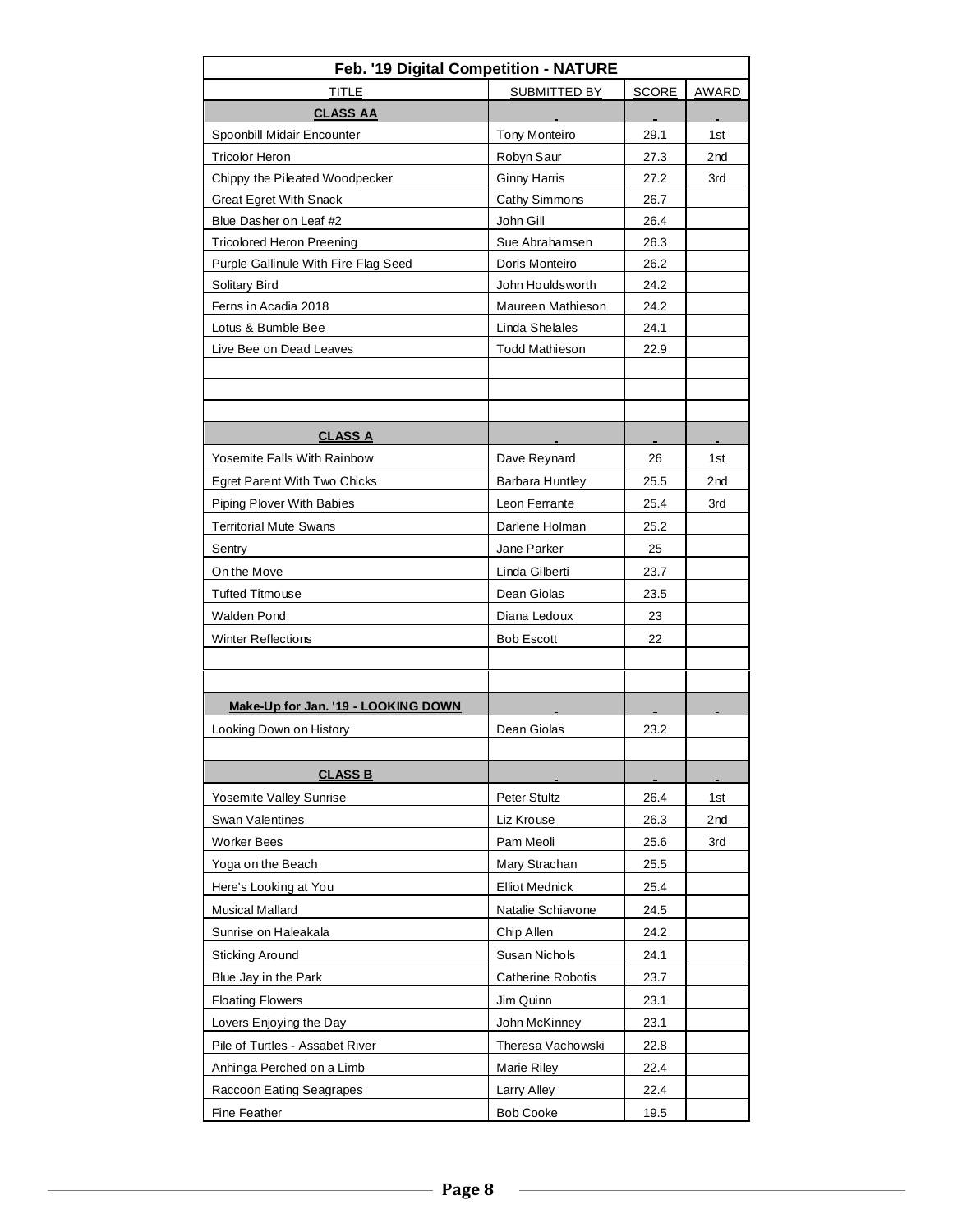| Feb. '19 Digital Competition - NATURE | | | |
|---|---|---|---|
| TITLE | SUBMITTED BY | SCORE | AWARD |
| **CLASS AA** | | | |
| Spoonbill Midair Encounter | Tony Monteiro | 29.1 | 1st |
| Tricolor Heron | Robyn Saur | 27.3 | 2nd |
| Chippy the Pileated Woodpecker | Ginny Harris | 27.2 | 3rd |
| Great Egret With Snack | Cathy Simmons | 26.7 | |
| Blue Dasher on Leaf #2 | John Gill | 26.4 | |
| Tricolored Heron Preening | Sue Abrahamsen | 26.3 | |
| Purple Gallinule With Fire Flag Seed | Doris Monteiro | 26.2 | |
| Solitary Bird | John Houldsworth | 24.2 | |
| Ferns in Acadia 2018 | Maureen Mathieson | 24.2 | |
| Lotus & Bumble Bee | Linda Shelales | 24.1 | |
| Live Bee on Dead Leaves | Todd Mathieson | 22.9 | |
| | | | |
| | | | |
| | | | |
| **CLASS A** | | | |
| Yosemite Falls With Rainbow | Dave Reynard | 26 | 1st |
| Egret Parent With Two Chicks | Barbara Huntley | 25.5 | 2nd |
| Piping Plover With Babies | Leon Ferrante | 25.4 | 3rd |
| Territorial Mute Swans | Darlene Holman | 25.2 | |
| Sentry | Jane Parker | 25 | |
| On the Move | Linda Gilberti | 23.7 | |
| Tufted Titmouse | Dean Giolas | 23.5 | |
| Walden Pond | Diana Ledoux | 23 | |
| Winter Reflections | Bob Escott | 22 | |
| | | | |
| | | | |
| **Make-Up for Jan. '19 - LOOKING DOWN** | | | |
| Looking Down on History | Dean Giolas | 23.2 | |
| | | | |
| **CLASS B** | | | |
| Yosemite Valley Sunrise | Peter Stultz | 26.4 | 1st |
| Swan Valentines | Liz Krouse | 26.3 | 2nd |
| Worker Bees | Pam Meoli | 25.6 | 3rd |
| Yoga on the Beach | Mary Strachan | 25.5 | |
| Here's Looking at You | Elliot Mednick | 25.4 | |
| Musical Mallard | Natalie Schiavone | 24.5 | |
| Sunrise on Haleakala | Chip Allen | 24.2 | |
| Sticking Around | Susan Nichols | 24.1 | |
| Blue Jay in the Park | Catherine Robotis | 23.7 | |
| Floating Flowers | Jim Quinn | 23.1 | |
| Lovers Enjoying the Day | John McKinney | 23.1 | |
| Pile of Turtles - Assabet River | Theresa Vachowski | 22.8 | |
| Anhinga Perched on a Limb | Marie Riley | 22.4 | |
| Raccoon Eating Seagrapes | Larry Alley | 22.4 | |
| Fine Feather | Bob Cooke | 19.5 | |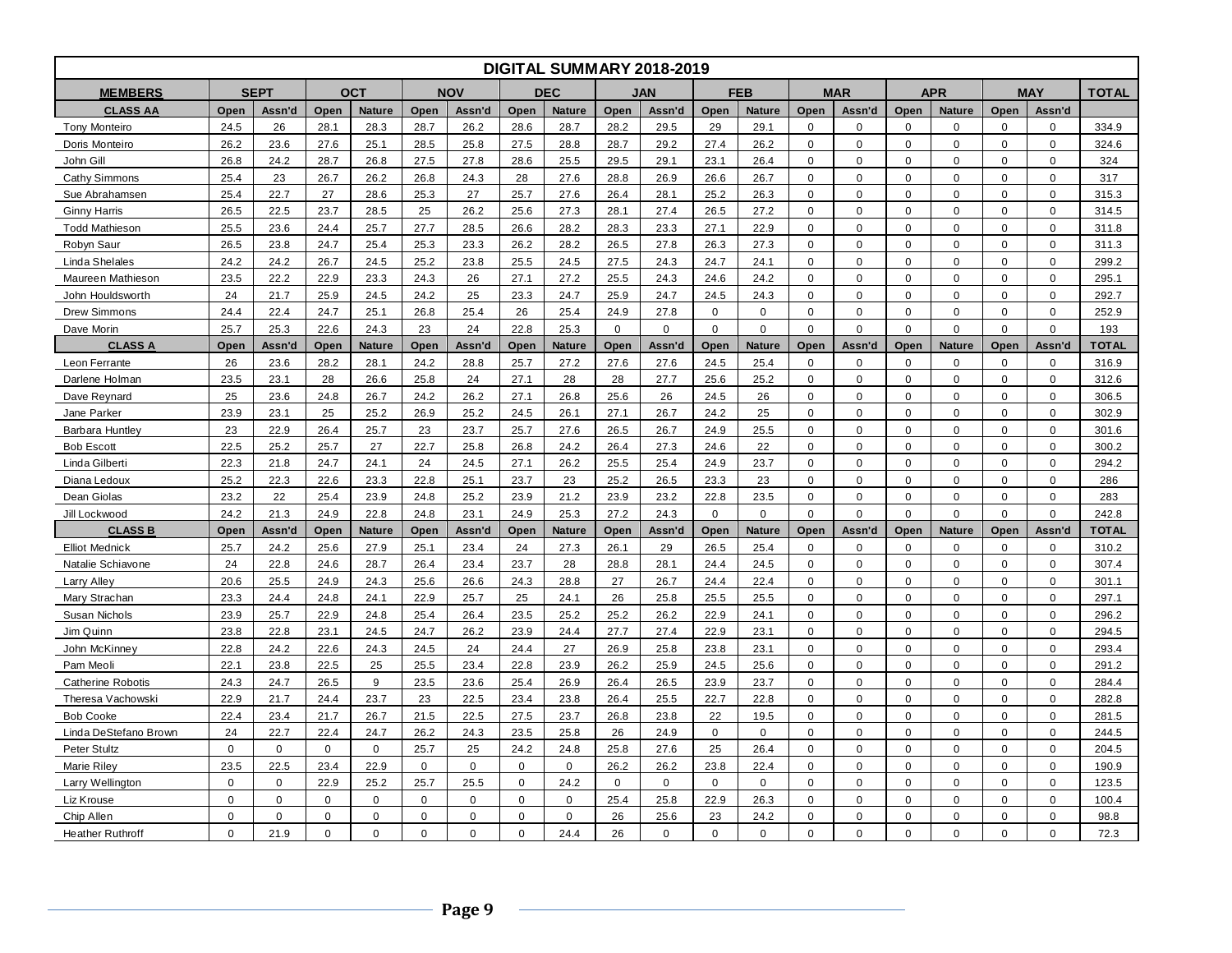| DIGITAL SUMMARY 2018-2019 | | | | | | | | | | | | | | | | | | | | |
|---|---|---|---|---|---|---|---|---|---|---|---|---|---|---|---|---|---|---|---|---|
| **MEMBERS** | **SEPT** | | **OCT** | | **NOV** | | **DEC** | | **JAN** | | **FEB** | | **MAR** | | **APR** | | **MAY** | | **TOTAL** |
| **CLASS AA** | Open | Assn'd | Open | Nature | Open | Assn'd | Open | Nature | Open | Assn'd | Open | Nature | Open | Assn'd | Open | Nature | Open | Assn'd | |
| Tony Monteiro | 24.5 | 26 | 28.1 | 28.3 | 28.7 | 26.2 | 28.6 | 28.7 | 28.2 | 29.5 | 29 | 29.1 | 0 | 0 | 0 | 0 | 0 | 0 | 334.9 |
| Doris Monteiro | 26.2 | 23.6 | 27.6 | 25.1 | 28.5 | 25.8 | 27.5 | 28.8 | 28.7 | 29.2 | 27.4 | 26.2 | 0 | 0 | 0 | 0 | 0 | 0 | 324.6 |
| John Gill | 26.8 | 24.2 | 28.7 | 26.8 | 27.5 | 27.8 | 28.6 | 25.5 | 29.5 | 29.1 | 23.1 | 26.4 | 0 | 0 | 0 | 0 | 0 | 0 | 324 |
| Cathy Simmons | 25.4 | 23 | 26.7 | 26.2 | 26.8 | 24.3 | 28 | 27.6 | 28.8 | 26.9 | 26.6 | 26.7 | 0 | 0 | 0 | 0 | 0 | 0 | 317 |
| Sue Abrahamsen | 25.4 | 22.7 | 27 | 28.6 | 25.3 | 27 | 25.7 | 27.6 | 26.4 | 28.1 | 25.2 | 26.3 | 0 | 0 | 0 | 0 | 0 | 0 | 315.3 |
| Ginny Harris | 26.5 | 22.5 | 23.7 | 28.5 | 25 | 26.2 | 25.6 | 27.3 | 28.1 | 27.4 | 26.5 | 27.2 | 0 | 0 | 0 | 0 | 0 | 0 | 314.5 |
| Todd Mathieson | 25.5 | 23.6 | 24.4 | 25.7 | 27.7 | 28.5 | 26.6 | 28.2 | 28.3 | 23.3 | 27.1 | 22.9 | 0 | 0 | 0 | 0 | 0 | 0 | 311.8 |
| Robyn Saur | 26.5 | 23.8 | 24.7 | 25.4 | 25.3 | 23.3 | 26.2 | 28.2 | 26.5 | 27.8 | 26.3 | 27.3 | 0 | 0 | 0 | 0 | 0 | 0 | 311.3 |
| Linda Shelales | 24.2 | 24.2 | 26.7 | 24.5 | 25.2 | 23.8 | 25.5 | 24.5 | 27.5 | 24.3 | 24.7 | 24.1 | 0 | 0 | 0 | 0 | 0 | 0 | 299.2 |
| Maureen Mathieson | 23.5 | 22.2 | 22.9 | 23.3 | 24.3 | 26 | 27.1 | 27.2 | 25.5 | 24.3 | 24.6 | 24.2 | 0 | 0 | 0 | 0 | 0 | 0 | 295.1 |
| John Houldsworth | 24 | 21.7 | 25.9 | 24.5 | 24.2 | 25 | 23.3 | 24.7 | 25.9 | 24.7 | 24.5 | 24.3 | 0 | 0 | 0 | 0 | 0 | 0 | 292.7 |
| Drew Simmons | 24.4 | 22.4 | 24.7 | 25.1 | 26.8 | 25.4 | 26 | 25.4 | 24.9 | 27.8 | 0 | 0 | 0 | 0 | 0 | 0 | 0 | 0 | 252.9 |
| Dave Morin | 25.7 | 25.3 | 22.6 | 24.3 | 23 | 24 | 22.8 | 25.3 | 0 | 0 | 0 | 0 | 0 | 0 | 0 | 0 | 0 | 0 | 193 |
| **CLASS A** | Open | Assn'd | Open | Nature | Open | Assn'd | Open | Nature | Open | Assn'd | Open | Nature | Open | Assn'd | Open | Nature | Open | Assn'd | TOTAL |
| Leon Ferrante | 26 | 23.6 | 28.2 | 28.1 | 24.2 | 28.8 | 25.7 | 27.2 | 27.6 | 27.6 | 24.5 | 25.4 | 0 | 0 | 0 | 0 | 0 | 0 | 316.9 |
| Darlene Holman | 23.5 | 23.1 | 28 | 26.6 | 25.8 | 24 | 27.1 | 28 | 28 | 27.7 | 25.6 | 25.2 | 0 | 0 | 0 | 0 | 0 | 0 | 312.6 |
| Dave Reynard | 25 | 23.6 | 24.8 | 26.7 | 24.2 | 26.2 | 27.1 | 26.8 | 25.6 | 26 | 24.5 | 26 | 0 | 0 | 0 | 0 | 0 | 0 | 306.5 |
| Jane Parker | 23.9 | 23.1 | 25 | 25.2 | 26.9 | 25.2 | 24.5 | 26.1 | 27.1 | 26.7 | 24.2 | 25 | 0 | 0 | 0 | 0 | 0 | 0 | 302.9 |
| Barbara Huntley | 23 | 22.9 | 26.4 | 25.7 | 23 | 23.7 | 25.7 | 27.6 | 26.5 | 26.7 | 24.9 | 25.5 | 0 | 0 | 0 | 0 | 0 | 0 | 301.6 |
| Bob Escott | 22.5 | 25.2 | 25.7 | 27 | 22.7 | 25.8 | 26.8 | 24.2 | 26.4 | 27.3 | 24.6 | 22 | 0 | 0 | 0 | 0 | 0 | 0 | 300.2 |
| Linda Gilberti | 22.3 | 21.8 | 24.7 | 24.1 | 24 | 24.5 | 27.1 | 26.2 | 25.5 | 25.4 | 24.9 | 23.7 | 0 | 0 | 0 | 0 | 0 | 0 | 294.2 |
| Diana Ledoux | 25.2 | 22.3 | 22.6 | 23.3 | 22.8 | 25.1 | 23.7 | 23 | 25.2 | 26.5 | 23.3 | 23 | 0 | 0 | 0 | 0 | 0 | 0 | 286 |
| Dean Giolas | 23.2 | 22 | 25.4 | 23.9 | 24.8 | 25.2 | 23.9 | 21.2 | 23.9 | 23.2 | 22.8 | 23.5 | 0 | 0 | 0 | 0 | 0 | 0 | 283 |
| Jill Lockwood | 24.2 | 21.3 | 24.9 | 22.8 | 24.8 | 23.1 | 24.9 | 25.3 | 27.2 | 24.3 | 0 | 0 | 0 | 0 | 0 | 0 | 0 | 0 | 242.8 |
| **CLASS B** | Open | Assn'd | Open | Nature | Open | Assn'd | Open | Nature | Open | Assn'd | Open | Nature | Open | Assn'd | Open | Nature | Open | Assn'd | TOTAL |
| Elliot Mednick | 25.7 | 24.2 | 25.6 | 27.9 | 25.1 | 23.4 | 24 | 27.3 | 26.1 | 29 | 26.5 | 25.4 | 0 | 0 | 0 | 0 | 0 | 0 | 310.2 |
| Natalie Schiavone | 24 | 22.8 | 24.6 | 28.7 | 26.4 | 23.4 | 23.7 | 28 | 28.8 | 28.1 | 24.4 | 24.5 | 0 | 0 | 0 | 0 | 0 | 0 | 307.4 |
| Larry Alley | 20.6 | 25.5 | 24.9 | 24.3 | 25.6 | 26.6 | 24.3 | 28.8 | 27 | 26.7 | 24.4 | 22.4 | 0 | 0 | 0 | 0 | 0 | 0 | 301.1 |
| Mary Strachan | 23.3 | 24.4 | 24.8 | 24.1 | 22.9 | 25.7 | 25 | 24.1 | 26 | 25.8 | 25.5 | 25.5 | 0 | 0 | 0 | 0 | 0 | 0 | 297.1 |
| Susan Nichols | 23.9 | 25.7 | 22.9 | 24.8 | 25.4 | 26.4 | 23.5 | 25.2 | 25.2 | 26.2 | 22.9 | 24.1 | 0 | 0 | 0 | 0 | 0 | 0 | 296.2 |
| Jim Quinn | 23.8 | 22.8 | 23.1 | 24.5 | 24.7 | 26.2 | 23.9 | 24.4 | 27.7 | 27.4 | 22.9 | 23.1 | 0 | 0 | 0 | 0 | 0 | 0 | 294.5 |
| John McKinney | 22.8 | 24.2 | 22.6 | 24.3 | 24.5 | 24 | 24.4 | 27 | 26.9 | 25.8 | 23.8 | 23.1 | 0 | 0 | 0 | 0 | 0 | 0 | 293.4 |
| Pam Meoli | 22.1 | 23.8 | 22.5 | 25 | 25.5 | 23.4 | 22.8 | 23.9 | 26.2 | 25.9 | 24.5 | 25.6 | 0 | 0 | 0 | 0 | 0 | 0 | 291.2 |
| Catherine Robotis | 24.3 | 24.7 | 26.5 | 9 | 23.5 | 23.6 | 25.4 | 26.9 | 26.4 | 26.5 | 23.9 | 23.7 | 0 | 0 | 0 | 0 | 0 | 0 | 284.4 |
| Theresa Vachowski | 22.9 | 21.7 | 24.4 | 23.7 | 23 | 22.5 | 23.4 | 23.8 | 26.4 | 25.5 | 22.7 | 22.8 | 0 | 0 | 0 | 0 | 0 | 0 | 282.8 |
| Bob Cooke | 22.4 | 23.4 | 21.7 | 26.7 | 21.5 | 22.5 | 27.5 | 23.7 | 26.8 | 23.8 | 22 | 19.5 | 0 | 0 | 0 | 0 | 0 | 0 | 281.5 |
| Linda DeStefano Brown | 24 | 22.7 | 22.4 | 24.7 | 26.2 | 24.3 | 23.5 | 25.8 | 26 | 24.9 | 0 | 0 | 0 | 0 | 0 | 0 | 0 | 0 | 244.5 |
| Peter Stultz | 0 | 0 | 0 | 0 | 25.7 | 25 | 24.2 | 24.8 | 25.8 | 27.6 | 25 | 26.4 | 0 | 0 | 0 | 0 | 0 | 0 | 204.5 |
| Marie Riley | 23.5 | 22.5 | 23.4 | 22.9 | 0 | 0 | 0 | 0 | 26.2 | 26.2 | 23.8 | 22.4 | 0 | 0 | 0 | 0 | 0 | 0 | 190.9 |
| Larry Wellington | 0 | 0 | 22.9 | 25.2 | 25.7 | 25.5 | 0 | 24.2 | 0 | 0 | 0 | 0 | 0 | 0 | 0 | 0 | 0 | 0 | 123.5 |
| Liz Krouse | 0 | 0 | 0 | 0 | 0 | 0 | 0 | 0 | 25.4 | 25.8 | 22.9 | 26.3 | 0 | 0 | 0 | 0 | 0 | 0 | 100.4 |
| Chip Allen | 0 | 0 | 0 | 0 | 0 | 0 | 0 | 0 | 26 | 25.6 | 23 | 24.2 | 0 | 0 | 0 | 0 | 0 | 0 | 98.8 |
| Heather Ruthroff | 0 | 21.9 | 0 | 0 | 0 | 0 | 0 | 24.4 | 26 | 0 | 0 | 0 | 0 | 0 | 0 | 0 | 0 | 0 | 72.3 |